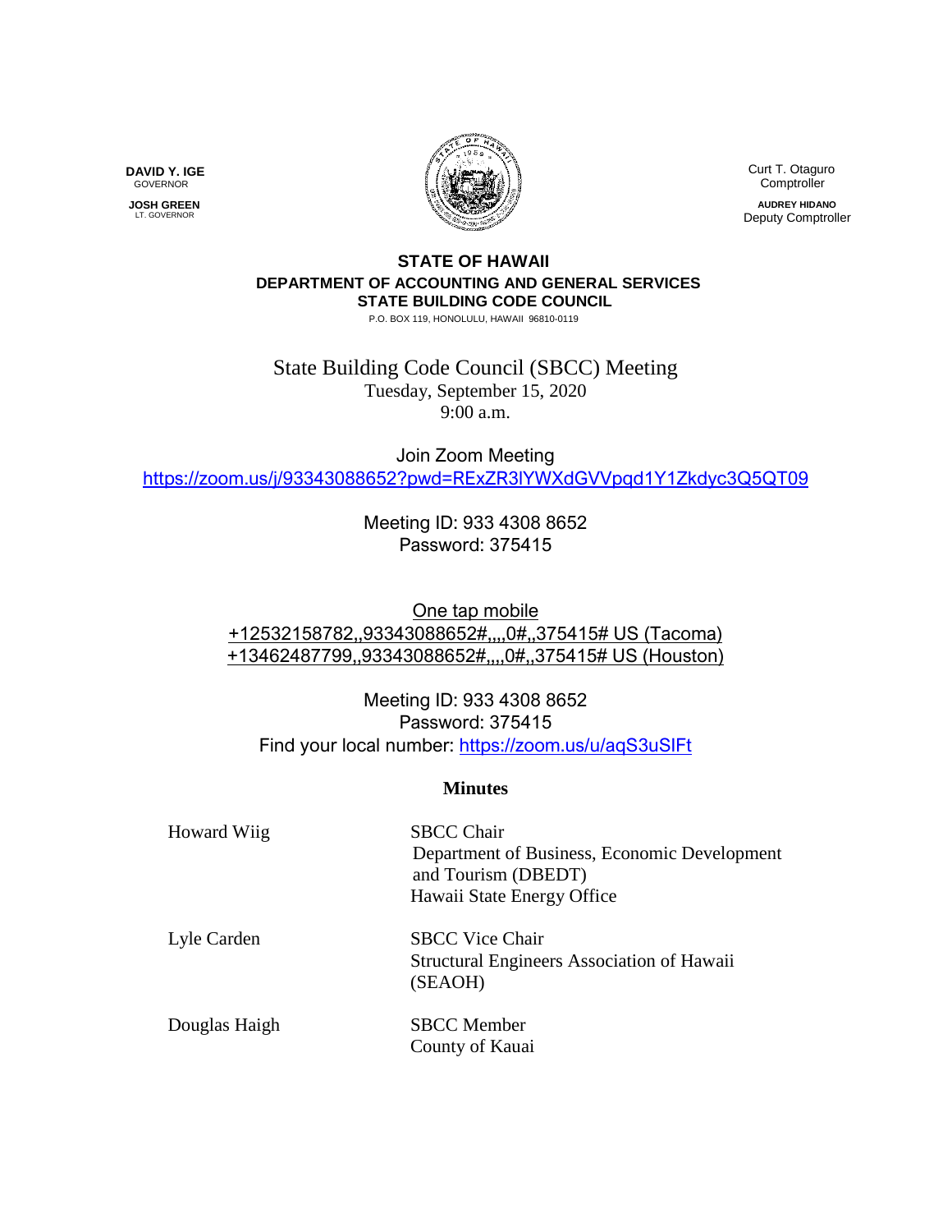**DAVID Y. IGE**
GOVERNOR

**JOSH GREEN**
LT. GOVERNOR

Curt T. Otaguro
Comptroller

**AUDREY HIDANO**
Deputy Comptroller

**STATE OF HAWAII**
**DEPARTMENT OF ACCOUNTING AND GENERAL SERVICES**
**STATE BUILDING CODE COUNCIL**
P.O. BOX 119, HONOLULU, HAWAII 96810-0119

State Building Code Council (SBCC) Meeting
Tuesday, September 15, 2020
9:00 a.m.

Join Zoom Meeting
https://zoom.us/j/93343088652?pwd=RExZR3lYWXdGVVpqd1Y1Zkdyc3Q5QT09

Meeting ID: 933 4308 8652
Password: 375415

One tap mobile
+12532158782,,93343088652#,,,,0#,,375415# US (Tacoma)
+13462487799,,93343088652#,,,,0#,,375415# US (Houston)

Meeting ID: 933 4308 8652
Password: 375415
Find your local number: https://zoom.us/u/aqS3uSIFt

**Minutes**

| | |
|---|---|
| Howard Wiig | SBCC Chair<br>Department of Business, Economic Development and Tourism (DBEDT)<br>Hawaii State Energy Office |
| Lyle Carden | SBCC Vice Chair<br>Structural Engineers Association of Hawaii (SEAOH) |
| Douglas Haigh | SBCC Member<br>County of Kauai |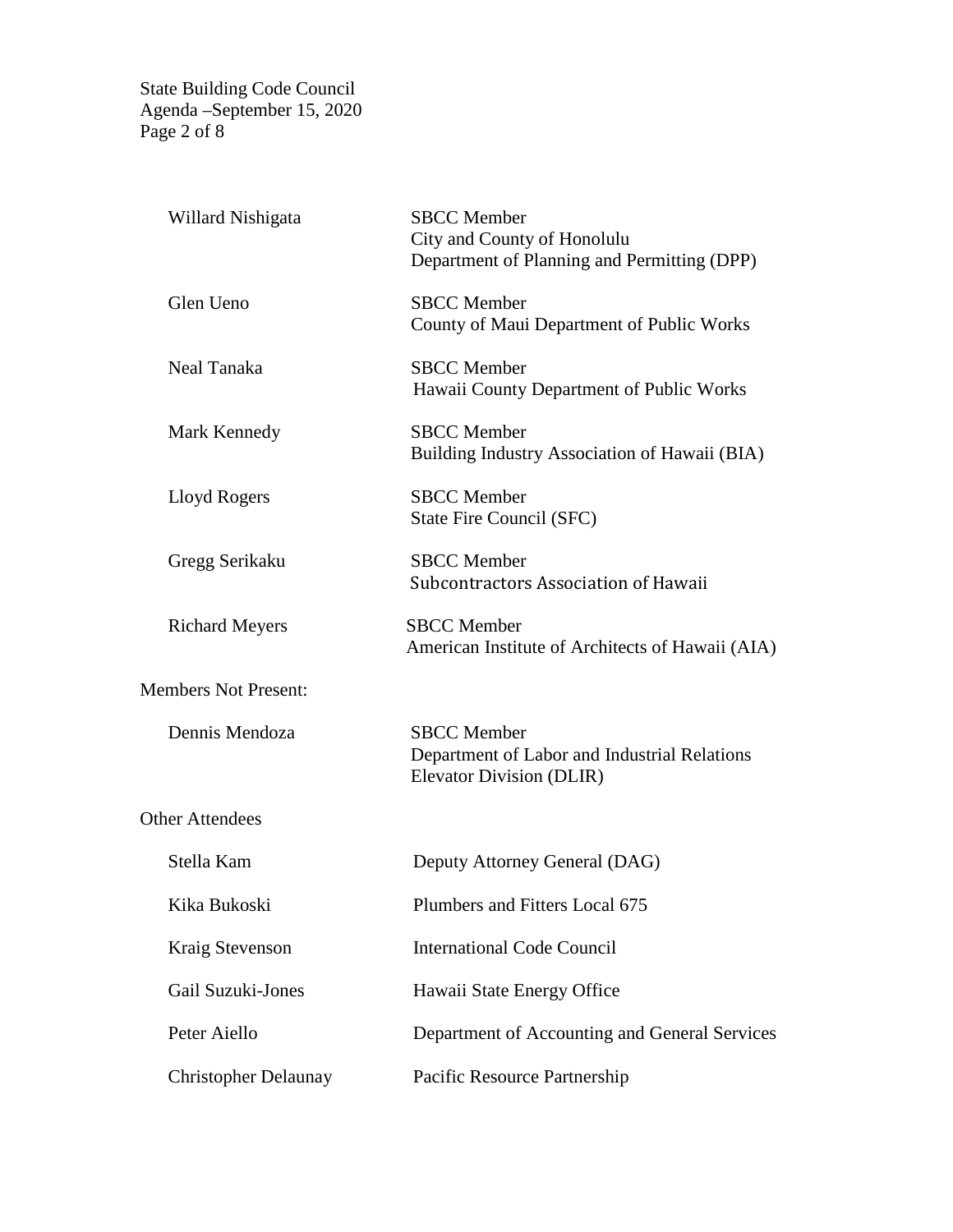| | |
|---|---|
| Willard Nishigata | SBCC Member<br>City and County of Honolulu<br>Department of Planning and Permitting (DPP) |
| Glen Ueno | SBCC Member<br>County of Maui Department of Public Works |
| Neal Tanaka | SBCC Member<br>Hawaii County Department of Public Works |
| Mark Kennedy | SBCC Member<br>Building Industry Association of Hawaii (BIA) |
| Lloyd Rogers | SBCC Member<br>State Fire Council (SFC) |
| Gregg Serikaku | SBCC Member<br>Subcontractors Association of Hawaii |
| Richard Meyers | SBCC Member<br>American Institute of Architects of Hawaii (AIA) |

Members Not Present:

| | |
|---|---|
| Dennis Mendoza | SBCC Member<br>Department of Labor and Industrial Relations<br>Elevator Division (DLIR) |

Other Attendees

| | |
|---|---|
| Stella Kam | Deputy Attorney General (DAG) |
| Kika Bukoski | Plumbers and Fitters Local 675 |
| Kraig Stevenson | International Code Council |
| Gail Suzuki-Jones | Hawaii State Energy Office |
| Peter Aiello | Department of Accounting and General Services |
| Christopher Delaunay | Pacific Resource Partnership |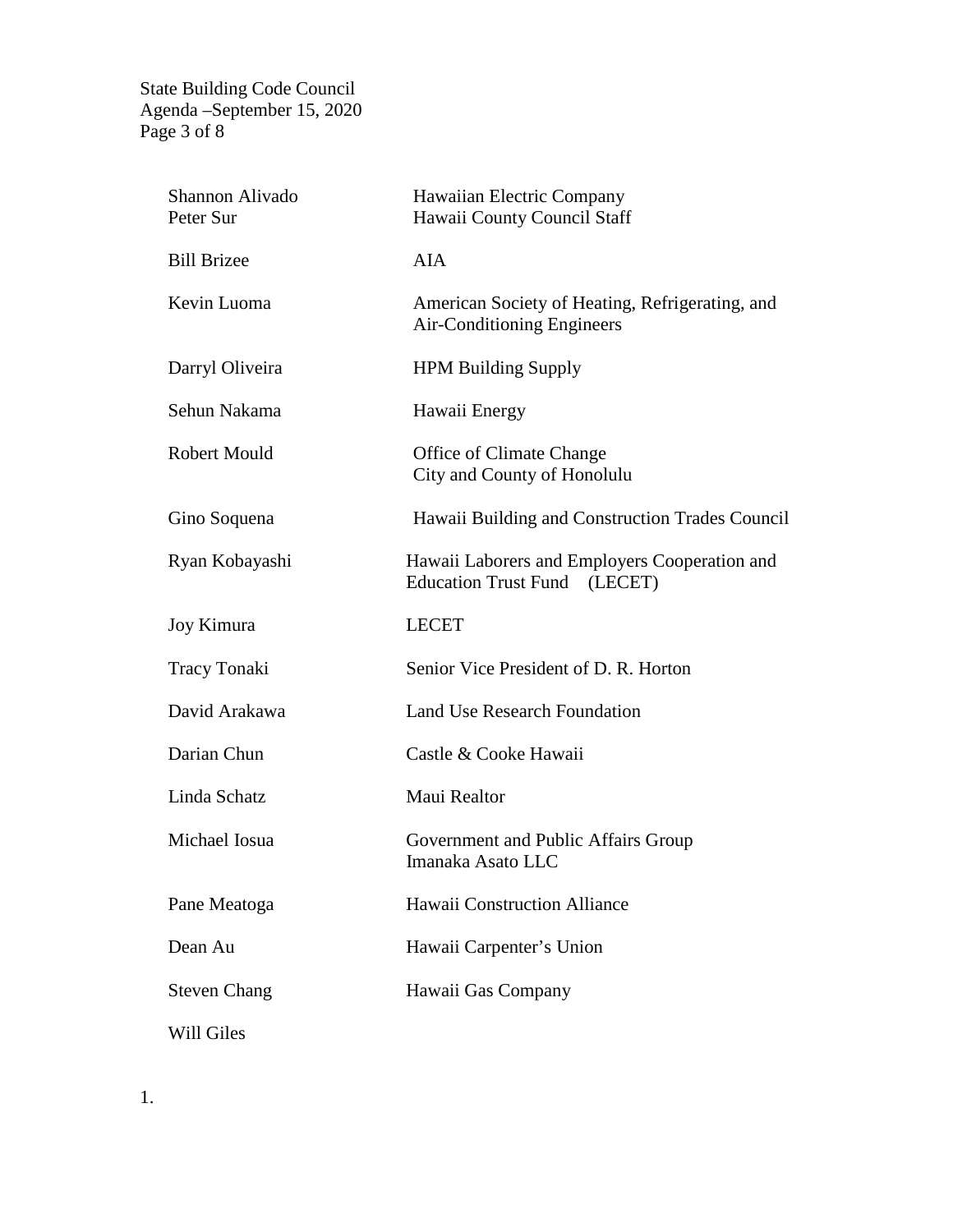| | |
|---|---|
| Shannon Alivado | Hawaiian Electric Company |
| Peter Sur | Hawaii County Council Staff |
| Bill Brizee | AIA |
| Kevin Luoma | American Society of Heating, Refrigerating, and Air-Conditioning Engineers |
| Darryl Oliveira | HPM Building Supply |
| Sehun Nakama | Hawaii Energy |
| Robert Mould | Office of Climate Change City and County of Honolulu |
| Gino Soquena | Hawaii Building and Construction Trades Council |
| Ryan Kobayashi | Hawaii Laborers and Employers Cooperation and Education Trust Fund (LECET) |
| Joy Kimura | LECET |
| Tracy Tonaki | Senior Vice President of D. R. Horton |
| David Arakawa | Land Use Research Foundation |
| Darian Chun | Castle & Cooke Hawaii |
| Linda Schatz | Maui Realtor |
| Michael Iosua | Government and Public Affairs Group Imanaka Asato LLC |
| Pane Meatoga | Hawaii Construction Alliance |
| Dean Au | Hawaii Carpenter's Union |
| Steven Chang | Hawaii Gas Company |
| Will Giles | |

1.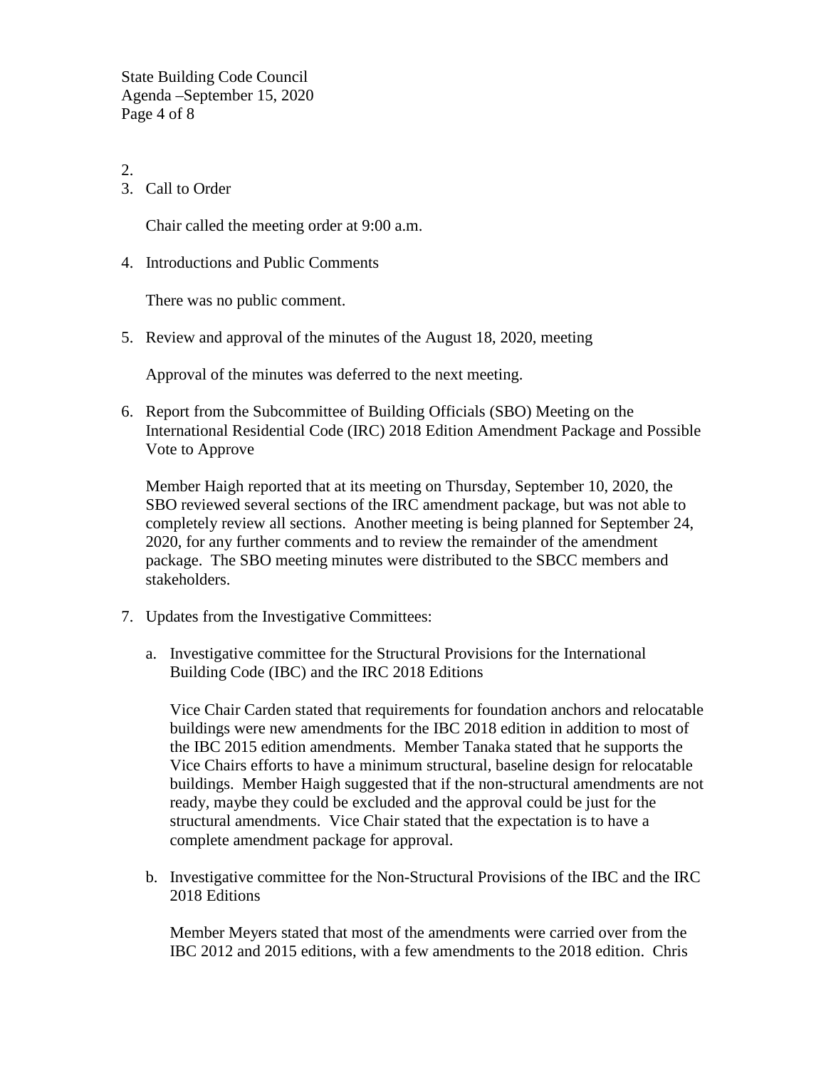2.
3. Call to Order

   Chair called the meeting order at 9:00 a.m.

4. Introductions and Public Comments

   There was no public comment.

5. Review and approval of the minutes of the August 18, 2020, meeting

   Approval of the minutes was deferred to the next meeting.

6. Report from the Subcommittee of Building Officials (SBO) Meeting on the International Residential Code (IRC) 2018 Edition Amendment Package and Possible Vote to Approve

   Member Haigh reported that at its meeting on Thursday, September 10, 2020, the SBO reviewed several sections of the IRC amendment package, but was not able to completely review all sections. Another meeting is being planned for September 24, 2020, for any further comments and to review the remainder of the amendment package. The SBO meeting minutes were distributed to the SBCC members and stakeholders.

7. Updates from the Investigative Committees:

   a. Investigative committee for the Structural Provisions for the International Building Code (IBC) and the IRC 2018 Editions

      Vice Chair Carden stated that requirements for foundation anchors and relocatable buildings were new amendments for the IBC 2018 edition in addition to most of the IBC 2015 edition amendments. Member Tanaka stated that he supports the Vice Chairs efforts to have a minimum structural, baseline design for relocatable buildings. Member Haigh suggested that if the non-structural amendments are not ready, maybe they could be excluded and the approval could be just for the structural amendments. Vice Chair stated that the expectation is to have a complete amendment package for approval.

   b. Investigative committee for the Non-Structural Provisions of the IBC and the IRC 2018 Editions

      Member Meyers stated that most of the amendments were carried over from the IBC 2012 and 2015 editions, with a few amendments to the 2018 edition. Chris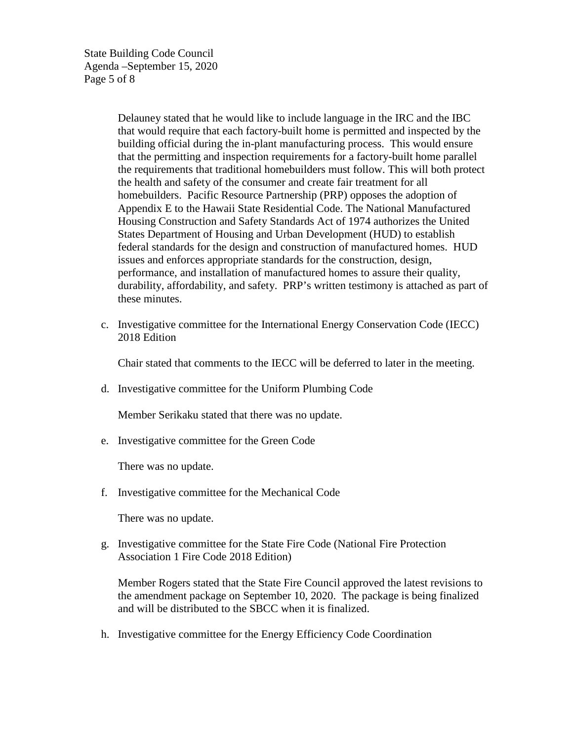Delauney stated that he would like to include language in the IRC and the IBC that would require that each factory-built home is permitted and inspected by the building official during the in-plant manufacturing process. This would ensure that the permitting and inspection requirements for a factory-built home parallel the requirements that traditional homebuilders must follow. This will both protect the health and safety of the consumer and create fair treatment for all homebuilders. Pacific Resource Partnership (PRP) opposes the adoption of Appendix E to the Hawaii State Residential Code. The National Manufactured Housing Construction and Safety Standards Act of 1974 authorizes the United States Department of Housing and Urban Development (HUD) to establish federal standards for the design and construction of manufactured homes. HUD issues and enforces appropriate standards for the construction, design, performance, and installation of manufactured homes to assure their quality, durability, affordability, and safety. PRP's written testimony is attached as part of these minutes.

c. Investigative committee for the International Energy Conservation Code (IECC) 2018 Edition

   Chair stated that comments to the IECC will be deferred to later in the meeting.

d. Investigative committee for the Uniform Plumbing Code

   Member Serikaku stated that there was no update.

e. Investigative committee for the Green Code

   There was no update.

f. Investigative committee for the Mechanical Code

   There was no update.

g. Investigative committee for the State Fire Code (National Fire Protection Association 1 Fire Code 2018 Edition)

   Member Rogers stated that the State Fire Council approved the latest revisions to the amendment package on September 10, 2020. The package is being finalized and will be distributed to the SBCC when it is finalized.

h. Investigative committee for the Energy Efficiency Code Coordination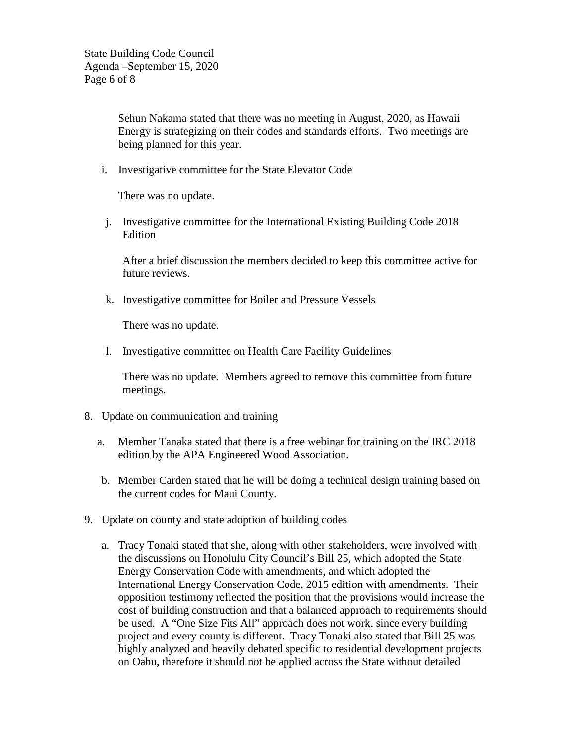Sehun Nakama stated that there was no meeting in August, 2020, as Hawaii Energy is strategizing on their codes and standards efforts. Two meetings are being planned for this year.

i. Investigative committee for the State Elevator Code

   There was no update.

j. Investigative committee for the International Existing Building Code 2018 Edition

   After a brief discussion the members decided to keep this committee active for future reviews.

k. Investigative committee for Boiler and Pressure Vessels

   There was no update.

l. Investigative committee on Health Care Facility Guidelines

   There was no update. Members agreed to remove this committee from future meetings.

8. Update on communication and training

   a. Member Tanaka stated that there is a free webinar for training on the IRC 2018 edition by the APA Engineered Wood Association.

   b. Member Carden stated that he will be doing a technical design training based on the current codes for Maui County.

9. Update on county and state adoption of building codes

   a. Tracy Tonaki stated that she, along with other stakeholders, were involved with the discussions on Honolulu City Council's Bill 25, which adopted the State Energy Conservation Code with amendments, and which adopted the International Energy Conservation Code, 2015 edition with amendments. Their opposition testimony reflected the position that the provisions would increase the cost of building construction and that a balanced approach to requirements should be used. A "One Size Fits All" approach does not work, since every building project and every county is different. Tracy Tonaki also stated that Bill 25 was highly analyzed and heavily debated specific to residential development projects on Oahu, therefore it should not be applied across the State without detailed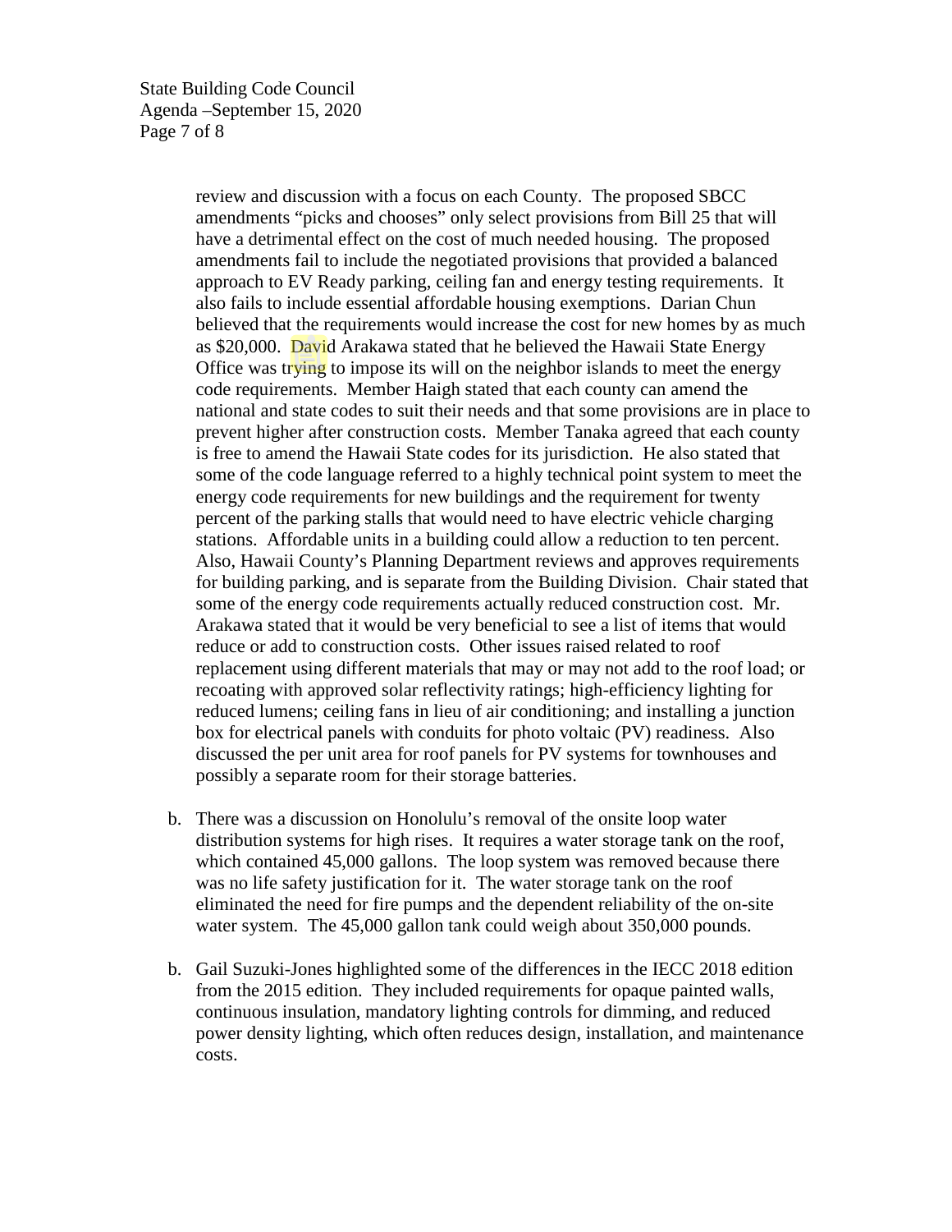review and discussion with a focus on each County. The proposed SBCC amendments "picks and chooses" only select provisions from Bill 25 that will have a detrimental effect on the cost of much needed housing. The proposed amendments fail to include the negotiated provisions that provided a balanced approach to EV Ready parking, ceiling fan and energy testing requirements. It also fails to include essential affordable housing exemptions. Darian Chun believed that the requirements would increase the cost for new homes by as much as $20,000. David Arakawa stated that he believed the Hawaii State Energy Office was trying to impose its will on the neighbor islands to meet the energy code requirements. Member Haigh stated that each county can amend the national and state codes to suit their needs and that some provisions are in place to prevent higher after construction costs. Member Tanaka agreed that each county is free to amend the Hawaii State codes for its jurisdiction. He also stated that some of the code language referred to a highly technical point system to meet the energy code requirements for new buildings and the requirement for twenty percent of the parking stalls that would need to have electric vehicle charging stations. Affordable units in a building could allow a reduction to ten percent. Also, Hawaii County's Planning Department reviews and approves requirements for building parking, and is separate from the Building Division. Chair stated that some of the energy code requirements actually reduced construction cost. Mr. Arakawa stated that it would be very beneficial to see a list of items that would reduce or add to construction costs. Other issues raised related to roof replacement using different materials that may or may not add to the roof load; or recoating with approved solar reflectivity ratings; high-efficiency lighting for reduced lumens; ceiling fans in lieu of air conditioning; and installing a junction box for electrical panels with conduits for photo voltaic (PV) readiness. Also discussed the per unit area for roof panels for PV systems for townhouses and possibly a separate room for their storage batteries.

b. There was a discussion on Honolulu's removal of the onsite loop water distribution systems for high rises. It requires a water storage tank on the roof, which contained 45,000 gallons. The loop system was removed because there was no life safety justification for it. The water storage tank on the roof eliminated the need for fire pumps and the dependent reliability of the on-site water system. The 45,000 gallon tank could weigh about 350,000 pounds.

b. Gail Suzuki-Jones highlighted some of the differences in the IECC 2018 edition from the 2015 edition. They included requirements for opaque painted walls, continuous insulation, mandatory lighting controls for dimming, and reduced power density lighting, which often reduces design, installation, and maintenance costs.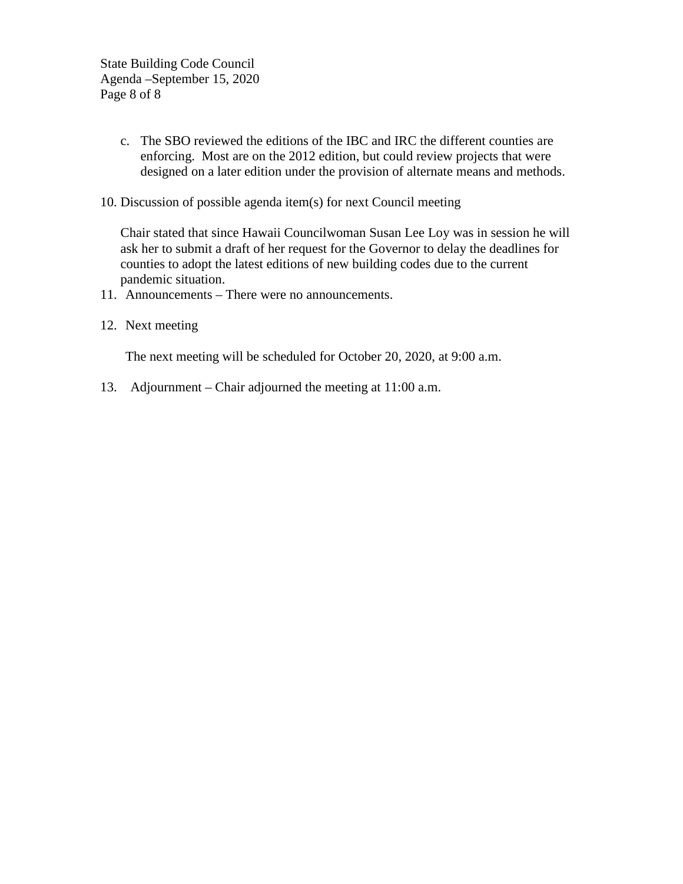c. The SBO reviewed the editions of the IBC and IRC the different counties are enforcing. Most are on the 2012 edition, but could review projects that were designed on a later edition under the provision of alternate means and methods.

10. Discussion of possible agenda item(s) for next Council meeting

    Chair stated that since Hawaii Councilwoman Susan Lee Loy was in session he will ask her to submit a draft of her request for the Governor to delay the deadlines for counties to adopt the latest editions of new building codes due to the current pandemic situation.

11. Announcements – There were no announcements.

12. Next meeting

    The next meeting will be scheduled for October 20, 2020, at 9:00 a.m.

13. Adjournment – Chair adjourned the meeting at 11:00 a.m.